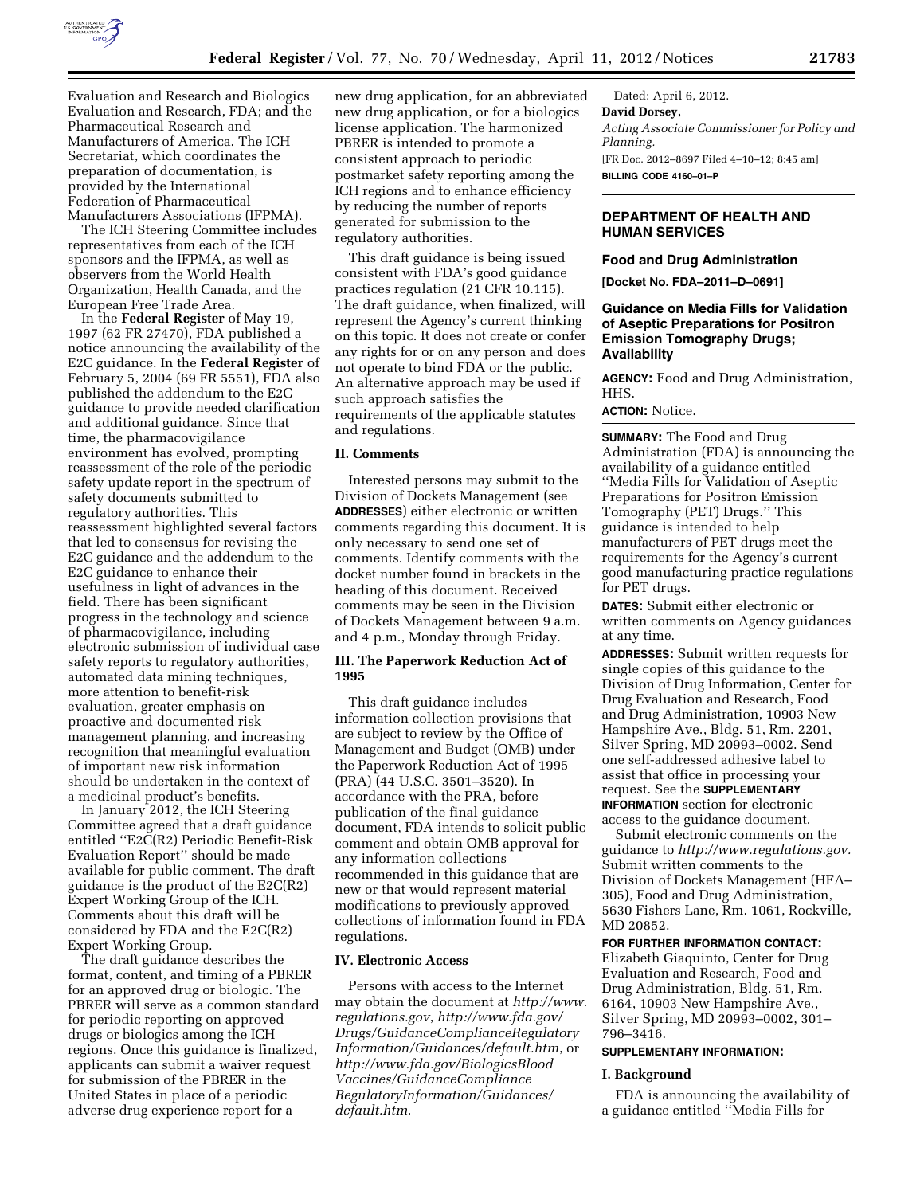Evaluation and Research and Biologics Evaluation and Research, FDA; and the Pharmaceutical Research and Manufacturers of America. The ICH Secretariat, which coordinates the preparation of documentation, is provided by the International Federation of Pharmaceutical Manufacturers Associations (IFPMA).

The ICH Steering Committee includes representatives from each of the ICH sponsors and the IFPMA, as well as observers from the World Health Organization, Health Canada, and the European Free Trade Area.

In the **Federal Register** of May 19, 1997 (62 FR 27470), FDA published a notice announcing the availability of the E2C guidance. In the **Federal Register** of February 5, 2004 (69 FR 5551), FDA also published the addendum to the E2C guidance to provide needed clarification and additional guidance. Since that time, the pharmacovigilance environment has evolved, prompting reassessment of the role of the periodic safety update report in the spectrum of safety documents submitted to regulatory authorities. This reassessment highlighted several factors that led to consensus for revising the E2C guidance and the addendum to the E2C guidance to enhance their usefulness in light of advances in the field. There has been significant progress in the technology and science of pharmacovigilance, including electronic submission of individual case safety reports to regulatory authorities, automated data mining techniques, more attention to benefit-risk evaluation, greater emphasis on proactive and documented risk management planning, and increasing recognition that meaningful evaluation of important new risk information should be undertaken in the context of a medicinal product's benefits.

In January 2012, the ICH Steering Committee agreed that a draft guidance entitled ''E2C(R2) Periodic Benefit-Risk Evaluation Report'' should be made available for public comment. The draft guidance is the product of the E2C(R2) Expert Working Group of the ICH. Comments about this draft will be considered by FDA and the E2C(R2) Expert Working Group.

The draft guidance describes the format, content, and timing of a PBRER for an approved drug or biologic. The PBRER will serve as a common standard for periodic reporting on approved drugs or biologics among the ICH regions. Once this guidance is finalized, applicants can submit a waiver request for submission of the PBRER in the United States in place of a periodic adverse drug experience report for a new drug application, for an abbreviated new drug application, or for a biologics license application. The harmonized PBRER is intended to promote a consistent approach to periodic postmarket safety reporting among the ICH regions and to enhance efficiency by reducing the number of reports generated for submission to the regulatory authorities.

This draft guidance is being issued consistent with FDA's good guidance practices regulation (21 CFR 10.115). The draft guidance, when finalized, will represent the Agency's current thinking on this topic. It does not create or confer any rights for or on any person and does not operate to bind FDA or the public. An alternative approach may be used if such approach satisfies the requirements of the applicable statutes and regulations.

## II. Comments

Interested persons may submit to the Division of Dockets Management (see **ADDRESSES**) either electronic or written comments regarding this document. It is only necessary to send one set of comments. Identify comments with the docket number found in brackets in the heading of this document. Received comments may be seen in the Division of Dockets Management between 9 a.m. and 4 p.m., Monday through Friday.

## III. The Paperwork Reduction Act of 1995

This draft guidance includes information collection provisions that are subject to review by the Office of Management and Budget (OMB) under the Paperwork Reduction Act of 1995 (PRA) (44 U.S.C. 3501–3520). In accordance with the PRA, before publication of the final guidance document, FDA intends to solicit public comment and obtain OMB approval for any information collections recommended in this guidance that are new or that would represent material modifications to previously approved collections of information found in FDA regulations.

## IV. Electronic Access

Persons with access to the Internet may obtain the document at *http://www.regulations.gov*, *http://www.fda.gov/Drugs/GuidanceComplianceRegulatoryInformation/Guidances/default.htm*, or *http://www.fda.gov/BiologicsBloodVaccines/GuidanceComplianceRegulatoryInformation/Guidances/default.htm*.

Dated: April 6, 2012.

**David Dorsey,**

*Acting Associate Commissioner for Policy and Planning.*

[FR Doc. 2012–8697 Filed 4–10–12; 8:45 am]

**BILLING CODE 4160–01–P**

---

# DEPARTMENT OF HEALTH AND HUMAN SERVICES

## Food and Drug Administration

**[Docket No. FDA–2011–D–0691]**

## Guidance on Media Fills for Validation of Aseptic Preparations for Positron Emission Tomography Drugs; Availability

**AGENCY:** Food and Drug Administration, HHS.

**ACTION:** Notice.

**SUMMARY:** The Food and Drug Administration (FDA) is announcing the availability of a guidance entitled ''Media Fills for Validation of Aseptic Preparations for Positron Emission Tomography (PET) Drugs.'' This guidance is intended to help manufacturers of PET drugs meet the requirements for the Agency's current good manufacturing practice regulations for PET drugs.

**DATES:** Submit either electronic or written comments on Agency guidances at any time.

**ADDRESSES:** Submit written requests for single copies of this guidance to the Division of Drug Information, Center for Drug Evaluation and Research, Food and Drug Administration, 10903 New Hampshire Ave., Bldg. 51, Rm. 2201, Silver Spring, MD 20993–0002. Send one self-addressed adhesive label to assist that office in processing your request. See the **SUPPLEMENTARY INFORMATION** section for electronic access to the guidance document.

Submit electronic comments on the guidance to *http://www.regulations.gov.* Submit written comments to the Division of Dockets Management (HFA–305), Food and Drug Administration, 5630 Fishers Lane, Rm. 1061, Rockville, MD 20852.

**FOR FURTHER INFORMATION CONTACT:** Elizabeth Giaquinto, Center for Drug Evaluation and Research, Food and Drug Administration, Bldg. 51, Rm. 6164, 10903 New Hampshire Ave., Silver Spring, MD 20993–0002, 301–796–3416.

**SUPPLEMENTARY INFORMATION:**

## I. Background

FDA is announcing the availability of a guidance entitled ''Media Fills for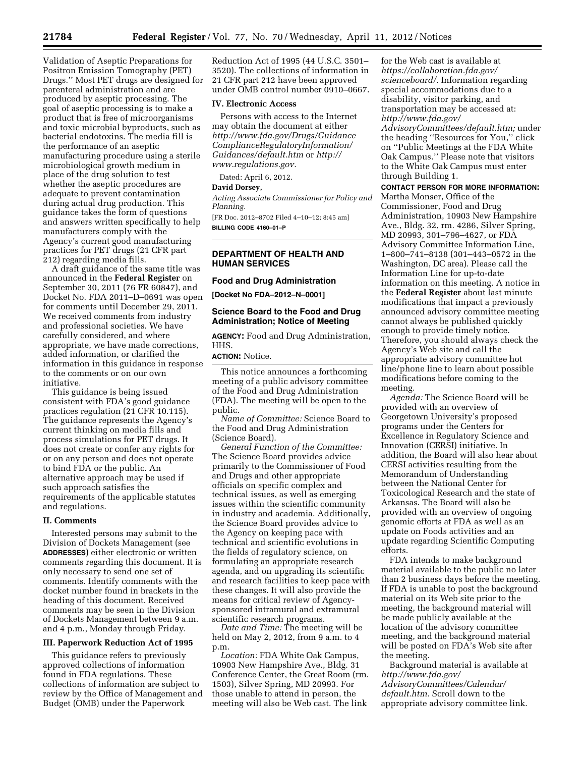Validation of Aseptic Preparations for Positron Emission Tomography (PET) Drugs.'' Most PET drugs are designed for parenteral administration and are produced by aseptic processing. The goal of aseptic processing is to make a product that is free of microorganisms and toxic microbial byproducts, such as bacterial endotoxins. The media fill is the performance of an aseptic manufacturing procedure using a sterile microbiological growth medium in place of the drug solution to test whether the aseptic procedures are adequate to prevent contamination during actual drug production. This guidance takes the form of questions and answers written specifically to help manufacturers comply with the Agency's current good manufacturing practices for PET drugs (21 CFR part 212) regarding media fills.

A draft guidance of the same title was announced in the **Federal Register** on September 30, 2011 (76 FR 60847), and Docket No. FDA 2011–D–0691 was open for comments until December 29, 2011. We received comments from industry and professional societies. We have carefully considered, and where appropriate, we have made corrections, added information, or clarified the information in this guidance in response to the comments or on our own initiative.

This guidance is being issued consistent with FDA's good guidance practices regulation (21 CFR 10.115). The guidance represents the Agency's current thinking on media fills and process simulations for PET drugs. It does not create or confer any rights for or on any person and does not operate to bind FDA or the public. An alternative approach may be used if such approach satisfies the requirements of the applicable statutes and regulations.

## II. Comments

Interested persons may submit to the Division of Dockets Management (see **ADDRESSES**) either electronic or written comments regarding this document. It is only necessary to send one set of comments. Identify comments with the docket number found in brackets in the heading of this document. Received comments may be seen in the Division of Dockets Management between 9 a.m. and 4 p.m., Monday through Friday.

## III. Paperwork Reduction Act of 1995

This guidance refers to previously approved collections of information found in FDA regulations. These collections of information are subject to review by the Office of Management and Budget (OMB) under the Paperwork Reduction Act of 1995 (44 U.S.C. 3501–3520). The collections of information in 21 CFR part 212 have been approved under OMB control number 0910–0667.

## IV. Electronic Access

Persons with access to the Internet may obtain the document at either *http://www.fda.gov/Drugs/GuidanceComplianceRegulatoryInformation/Guidances/default.htm* or *http://www.regulations.gov.*

Dated: April 6, 2012.

**David Dorsey,**

*Acting Associate Commissioner for Policy and Planning.*

[FR Doc. 2012–8702 Filed 4–10–12; 8:45 am]

**BILLING CODE 4160–01–P**

---

# DEPARTMENT OF HEALTH AND HUMAN SERVICES

## Food and Drug Administration

**[Docket No FDA–2012–N–0001]**

## Science Board to the Food and Drug Administration; Notice of Meeting

**AGENCY:** Food and Drug Administration, HHS.

**ACTION:** Notice.

This notice announces a forthcoming meeting of a public advisory committee of the Food and Drug Administration (FDA). The meeting will be open to the public.

*Name of Committee:* Science Board to the Food and Drug Administration (Science Board).

*General Function of the Committee:* The Science Board provides advice primarily to the Commissioner of Food and Drugs and other appropriate officials on specific complex and technical issues, as well as emerging issues within the scientific community in industry and academia. Additionally, the Science Board provides advice to the Agency on keeping pace with technical and scientific evolutions in the fields of regulatory science, on formulating an appropriate research agenda, and on upgrading its scientific and research facilities to keep pace with these changes. It will also provide the means for critical review of Agency-sponsored intramural and extramural scientific research programs.

*Date and Time:* The meeting will be held on May 2, 2012, from 9 a.m. to 4 p.m.

*Location:* FDA White Oak Campus, 10903 New Hampshire Ave., Bldg. 31 Conference Center, the Great Room (rm. 1503), Silver Spring, MD 20993. For those unable to attend in person, the meeting will also be Web cast. The link for the Web cast is available at *https://collaboration.fda.gov/scienceboard/.* Information regarding special accommodations due to a disability, visitor parking, and transportation may be accessed at: *http://www.fda.gov/AdvisoryCommittees/default.htm;* under the heading ''Resources for You,'' click on ''Public Meetings at the FDA White Oak Campus.'' Please note that visitors to the White Oak Campus must enter through Building 1.

**CONTACT PERSON FOR MORE INFORMATION:** Martha Monser, Office of the Commissioner, Food and Drug Administration, 10903 New Hampshire Ave., Bldg. 32, rm. 4286, Silver Spring, MD 20993, 301–796–4627, or FDA Advisory Committee Information Line, 1–800–741–8138 (301–443–0572 in the Washington, DC area). Please call the Information Line for up-to-date information on this meeting. A notice in the **Federal Register** about last minute modifications that impact a previously announced advisory committee meeting cannot always be published quickly enough to provide timely notice. Therefore, you should always check the Agency's Web site and call the appropriate advisory committee hot line/phone line to learn about possible modifications before coming to the meeting.

*Agenda:* The Science Board will be provided with an overview of Georgetown University's proposed programs under the Centers for Excellence in Regulatory Science and Innovation (CERSI) initiative. In addition, the Board will also hear about CERSI activities resulting from the Memorandum of Understanding between the National Center for Toxicological Research and the state of Arkansas. The Board will also be provided with an overview of ongoing genomic efforts at FDA as well as an update on Foods activities and an update regarding Scientific Computing efforts.

FDA intends to make background material available to the public no later than 2 business days before the meeting. If FDA is unable to post the background material on its Web site prior to the meeting, the background material will be made publicly available at the location of the advisory committee meeting, and the background material will be posted on FDA's Web site after the meeting.

Background material is available at *http://www.fda.gov/AdvisoryCommittees/Calendar/default.htm.* Scroll down to the appropriate advisory committee link.